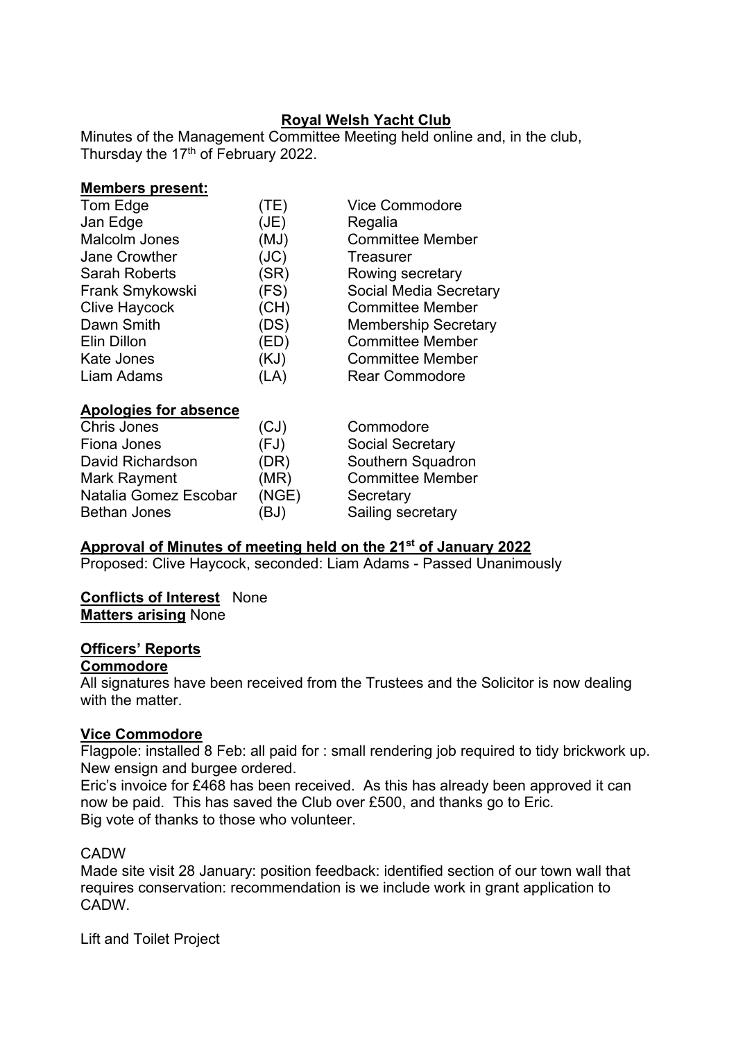**Royal Welsh Yacht Club**

Minutes of the Management Committee Meeting held online and, in the club, Thursday the 17th of February 2022.

**Members present:**

| | | |
|---|---|---|
| Tom Edge | (TE) | Vice Commodore |
| Jan Edge | (JE) | Regalia |
| Malcolm Jones | (MJ) | Committee Member |
| Jane Crowther | (JC) | Treasurer |
| Sarah Roberts | (SR) | Rowing secretary |
| Frank Smykowski | (FS) | Social Media Secretary |
| Clive Haycock | (CH) | Committee Member |
| Dawn Smith | (DS) | Membership Secretary |
| Elin Dillon | (ED) | Committee Member |
| Kate Jones | (KJ) | Committee Member |
| Liam Adams | (LA) | Rear Commodore |

**Apologies for absence**

| | | |
|---|---|---|
| Chris Jones | (CJ) | Commodore |
| Fiona Jones | (FJ) | Social Secretary |
| David Richardson | (DR) | Southern Squadron |
| Mark Rayment | (MR) | Committee Member |
| Natalia Gomez Escobar | (NGE) | Secretary |
| Bethan Jones | (BJ) | Sailing secretary |

**Approval of Minutes of meeting held on the 21st of January 2022**

Proposed: Clive Haycock, seconded: Liam Adams - Passed Unanimously

**Conflicts of Interest** None

**Matters arising** None

**Officers' Reports**

**Commodore**

All signatures have been received from the Trustees and the Solicitor is now dealing with the matter.

**Vice Commodore**

Flagpole: installed 8 Feb: all paid for : small rendering job required to tidy brickwork up. New ensign and burgee ordered.

Eric's invoice for £468 has been received. As this has already been approved it can now be paid. This has saved the Club over £500, and thanks go to Eric.

Big vote of thanks to those who volunteer.

CADW

Made site visit 28 January: position feedback: identified section of our town wall that requires conservation: recommendation is we include work in grant application to CADW.

Lift and Toilet Project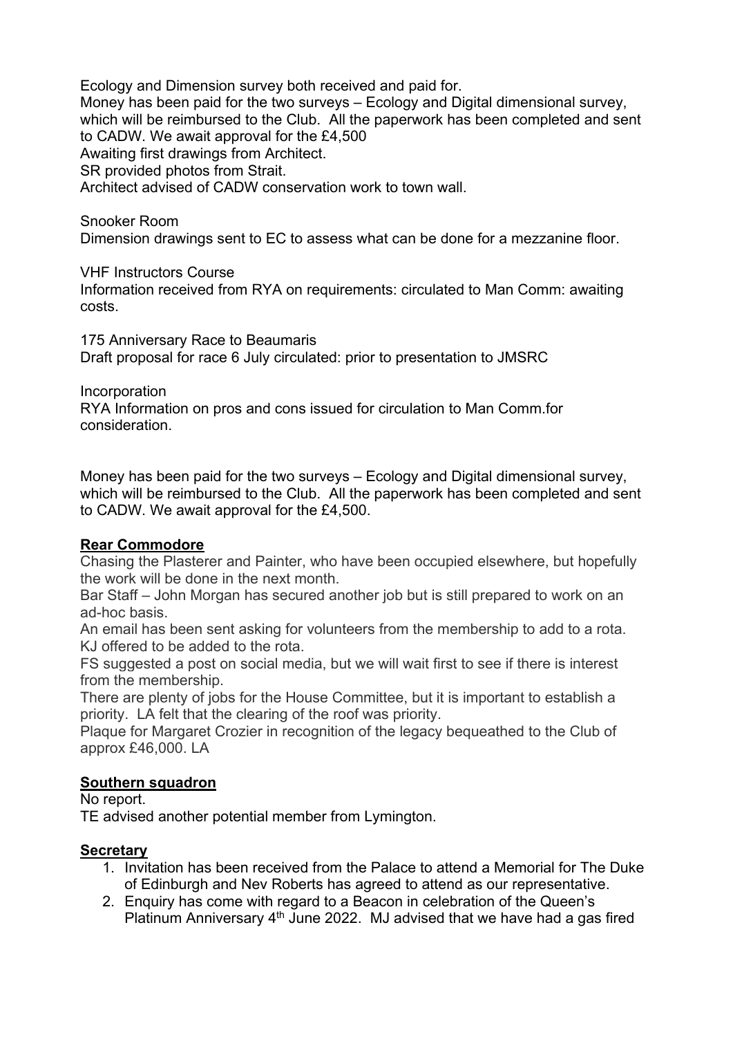Ecology and Dimension survey both received and paid for.
Money has been paid for the two surveys – Ecology and Digital dimensional survey, which will be reimbursed to the Club. All the paperwork has been completed and sent to CADW. We await approval for the £4,500
Awaiting first drawings from Architect.
SR provided photos from Strait.
Architect advised of CADW conservation work to town wall.

Snooker Room
Dimension drawings sent to EC to assess what can be done for a mezzanine floor.

VHF Instructors Course
Information received from RYA on requirements: circulated to Man Comm: awaiting costs.

175 Anniversary Race to Beaumaris
Draft proposal for race 6 July circulated: prior to presentation to JMSRC

Incorporation
RYA Information on pros and cons issued for circulation to Man Comm.for consideration.

Money has been paid for the two surveys – Ecology and Digital dimensional survey, which will be reimbursed to the Club. All the paperwork has been completed and sent to CADW. We await approval for the £4,500.

## **Rear Commodore**

Chasing the Plasterer and Painter, who have been occupied elsewhere, but hopefully the work will be done in the next month.
Bar Staff – John Morgan has secured another job but is still prepared to work on an ad-hoc basis.
An email has been sent asking for volunteers from the membership to add to a rota. KJ offered to be added to the rota.
FS suggested a post on social media, but we will wait first to see if there is interest from the membership.
There are plenty of jobs for the House Committee, but it is important to establish a priority. LA felt that the clearing of the roof was priority.
Plaque for Margaret Crozier in recognition of the legacy bequeathed to the Club of approx £46,000. LA

## **Southern squadron**

No report.
TE advised another potential member from Lymington.

## **Secretary**

1. Invitation has been received from the Palace to attend a Memorial for The Duke of Edinburgh and Nev Roberts has agreed to attend as our representative.
2. Enquiry has come with regard to a Beacon in celebration of the Queen's Platinum Anniversary 4th June 2022. MJ advised that we have had a gas fired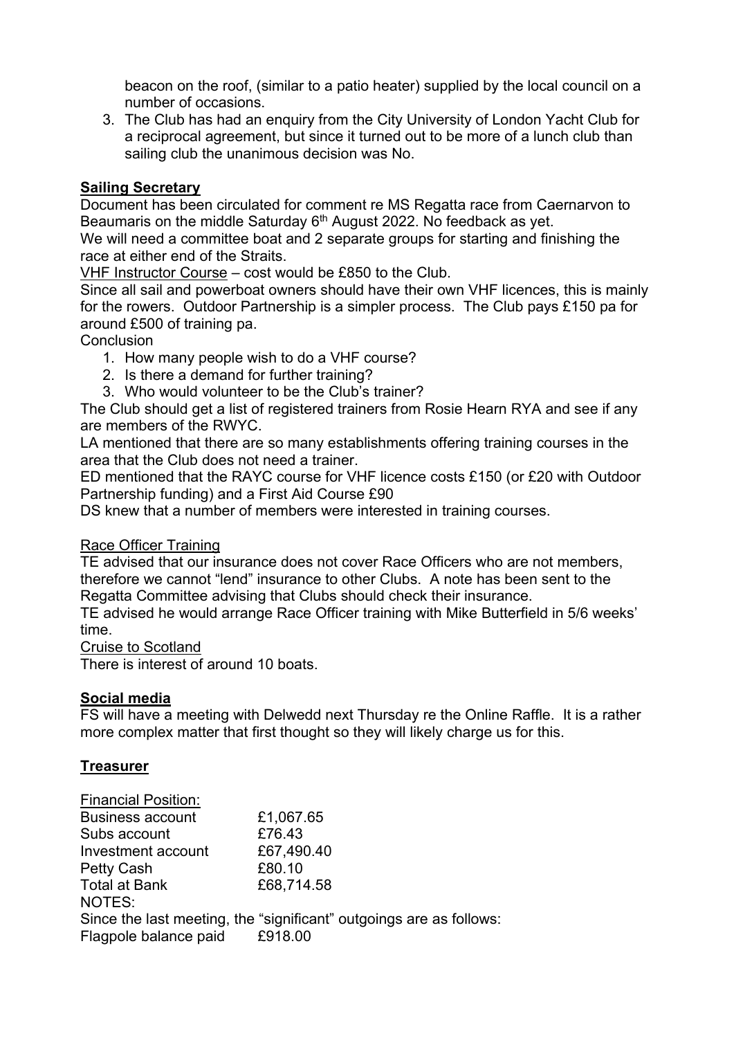beacon on the roof, (similar to a patio heater) supplied by the local council on a number of occasions.

3. The Club has had an enquiry from the City University of London Yacht Club for a reciprocal agreement, but since it turned out to be more of a lunch club than sailing club the unanimous decision was No.

**Sailing Secretary**

Document has been circulated for comment re MS Regatta race from Caernarvon to Beaumaris on the middle Saturday 6th August 2022. No feedback as yet.

We will need a committee boat and 2 separate groups for starting and finishing the race at either end of the Straits.

VHF Instructor Course – cost would be £850 to the Club.

Since all sail and powerboat owners should have their own VHF licences, this is mainly for the rowers. Outdoor Partnership is a simpler process. The Club pays £150 pa for around £500 of training pa.

Conclusion

1. How many people wish to do a VHF course?
2. Is there a demand for further training?
3. Who would volunteer to be the Club's trainer?

The Club should get a list of registered trainers from Rosie Hearn RYA and see if any are members of the RWYC.

LA mentioned that there are so many establishments offering training courses in the area that the Club does not need a trainer.

ED mentioned that the RAYC course for VHF licence costs £150 (or £20 with Outdoor Partnership funding) and a First Aid Course £90

DS knew that a number of members were interested in training courses.

Race Officer Training

TE advised that our insurance does not cover Race Officers who are not members, therefore we cannot "lend" insurance to other Clubs. A note has been sent to the Regatta Committee advising that Clubs should check their insurance.

TE advised he would arrange Race Officer training with Mike Butterfield in 5/6 weeks' time.

Cruise to Scotland

There is interest of around 10 boats.

**Social media**

FS will have a meeting with Delwedd next Thursday re the Online Raffle. It is a rather more complex matter that first thought so they will likely charge us for this.

**Treasurer**

Financial Position:

| | |
|---|---|
| Business account | £1,067.65 |
| Subs account | £76.43 |
| Investment account | £67,490.40 |
| Petty Cash | £80.10 |
| Total at Bank | £68,714.58 |

NOTES:

Since the last meeting, the "significant" outgoings are as follows:

| | |
|---|---|
| Flagpole balance paid | £918.00 |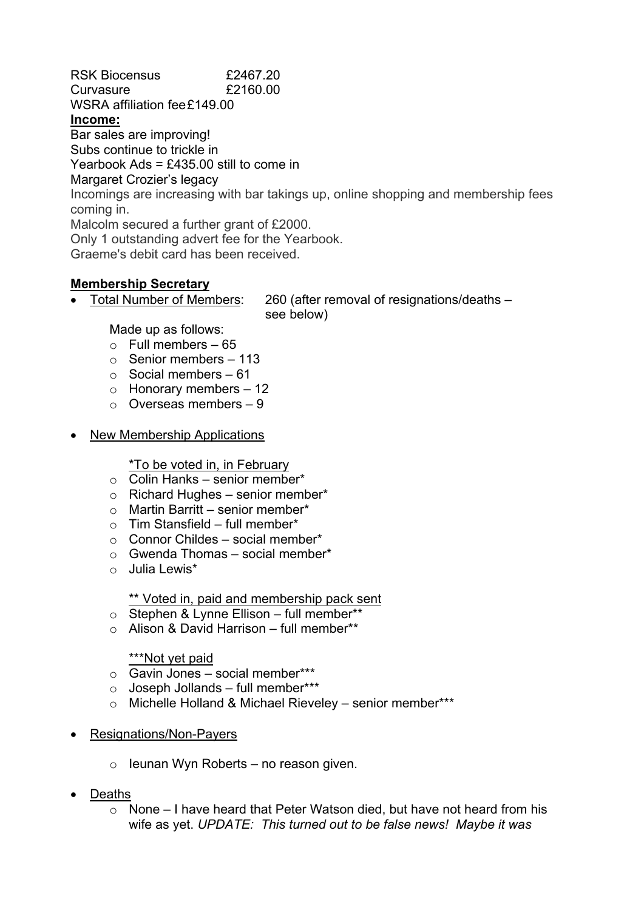RSK Biocensus £2467.20
Curvasure £2160.00
WSRA affiliation fee £149.00

**Income:**

Bar sales are improving!
Subs continue to trickle in
Yearbook Ads = £435.00 still to come in
Margaret Crozier's legacy
Incomings are increasing with bar takings up, online shopping and membership fees coming in.
Malcolm secured a further grant of £2000.
Only 1 outstanding advert fee for the Yearbook.
Graeme's debit card has been received.

**Membership Secretary**

- Total Number of Members: 260 (after removal of resignations/deaths – see below)

  Made up as follows:
  - Full members – 65
  - Senior members – 113
  - Social members – 61
  - Honorary members – 12
  - Overseas members – 9

- New Membership Applications

  *To be voted in, in February
  - Colin Hanks – senior member*
  - Richard Hughes – senior member*
  - Martin Barritt – senior member*
  - Tim Stansfield – full member*
  - Connor Childes – social member*
  - Gwenda Thomas – social member*
  - Julia Lewis*

  ** Voted in, paid and membership pack sent
  - Stephen & Lynne Ellison – full member**
  - Alison & David Harrison – full member**

  ***Not yet paid
  - Gavin Jones – social member***
  - Joseph Jollands – full member***
  - Michelle Holland & Michael Rieveley – senior member***

- Resignations/Non-Payers

  - Ieunan Wyn Roberts – no reason given.

- Deaths
  - None – I have heard that Peter Watson died, but have not heard from his wife as yet. *UPDATE: This turned out to be false news! Maybe it was*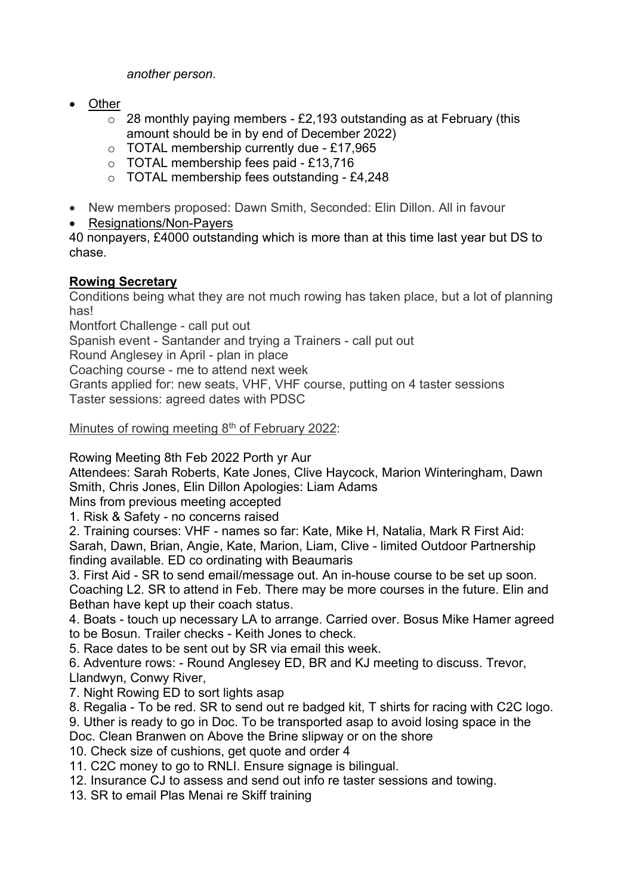*another person*.

- Other
  - 28 monthly paying members - £2,193 outstanding as at February (this amount should be in by end of December 2022)
  - TOTAL membership currently due - £17,965
  - TOTAL membership fees paid - £13,716
  - TOTAL membership fees outstanding - £4,248
- New members proposed: Dawn Smith, Seconded: Elin Dillon. All in favour
- Resignations/Non-Payers

40 nonpayers, £4000 outstanding which is more than at this time last year but DS to chase.

**Rowing Secretary**

Conditions being what they are not much rowing has taken place, but a lot of planning has!

Montfort Challenge - call put out

Spanish event - Santander and trying a Trainers - call put out

Round Anglesey in April - plan in place

Coaching course - me to attend next week

Grants applied for: new seats, VHF, VHF course, putting on 4 taster sessions

Taster sessions: agreed dates with PDSC

Minutes of rowing meeting 8th of February 2022:

Rowing Meeting 8th Feb 2022 Porth yr Aur

Attendees: Sarah Roberts, Kate Jones, Clive Haycock, Marion Winteringham, Dawn Smith, Chris Jones, Elin Dillon Apologies: Liam Adams

Mins from previous meeting accepted

1. Risk & Safety - no concerns raised
2. Training courses: VHF - names so far: Kate, Mike H, Natalia, Mark R First Aid: Sarah, Dawn, Brian, Angie, Kate, Marion, Liam, Clive - limited Outdoor Partnership finding available. ED co ordinating with Beaumaris
3. First Aid - SR to send email/message out. An in-house course to be set up soon. Coaching L2. SR to attend in Feb. There may be more courses in the future. Elin and Bethan have kept up their coach status.
4. Boats - touch up necessary LA to arrange. Carried over. Bosus Mike Hamer agreed to be Bosun. Trailer checks - Keith Jones to check.
5. Race dates to be sent out by SR via email this week.
6. Adventure rows: - Round Anglesey ED, BR and KJ meeting to discuss. Trevor, Llandwyn, Conwy River,
7. Night Rowing ED to sort lights asap
8. Regalia - To be red. SR to send out re badged kit, T shirts for racing with C2C logo.
9. Uther is ready to go in Doc. To be transported asap to avoid losing space in the Doc. Clean Branwen on Above the Brine slipway or on the shore
10. Check size of cushions, get quote and order 4
11. C2C money to go to RNLI. Ensure signage is bilingual.
12. Insurance CJ to assess and send out info re taster sessions and towing.
13. SR to email Plas Menai re Skiff training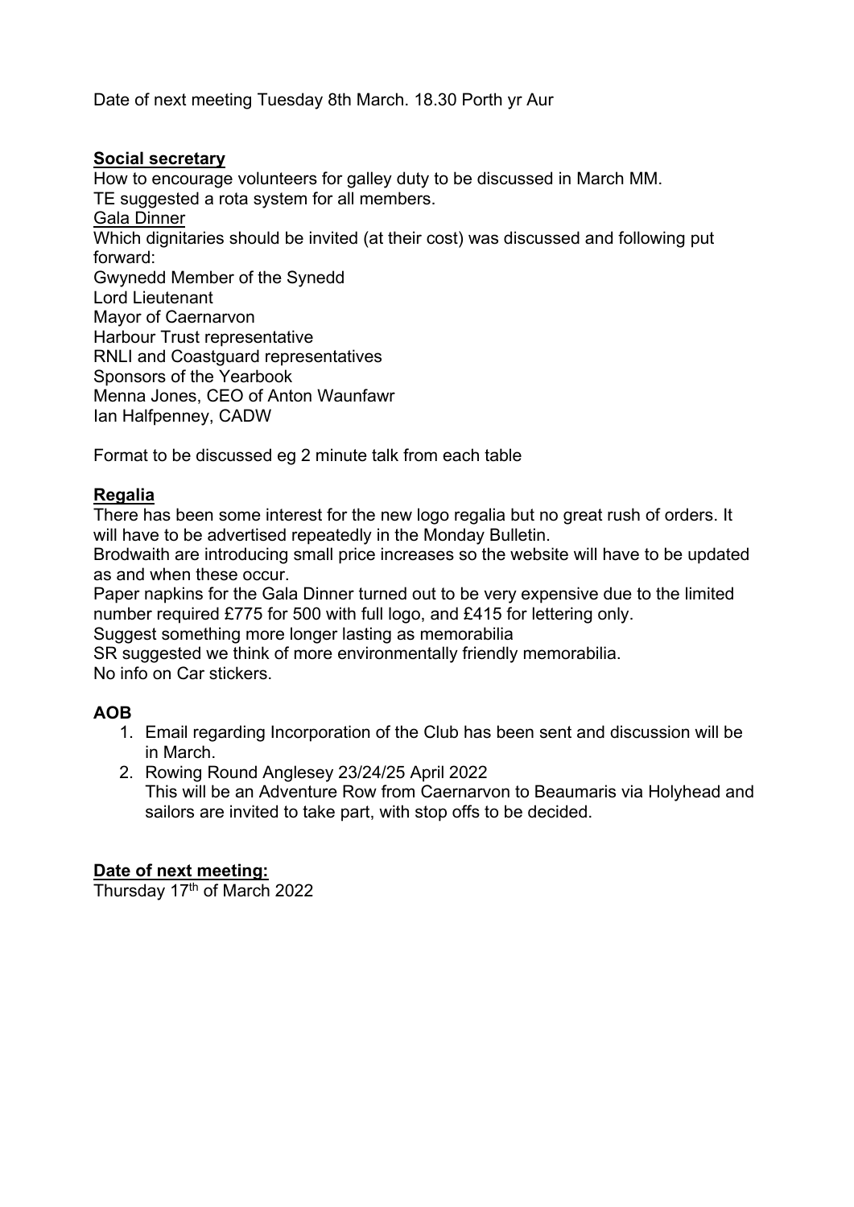Date of next meeting Tuesday 8th March. 18.30 Porth yr Aur

**Social secretary**

How to encourage volunteers for galley duty to be discussed in March MM.
TE suggested a rota system for all members.

Gala Dinner

Which dignitaries should be invited (at their cost) was discussed and following put forward:

Gwynedd Member of the Synedd
Lord Lieutenant
Mayor of Caernarvon
Harbour Trust representative
RNLI and Coastguard representatives
Sponsors of the Yearbook
Menna Jones, CEO of Anton Waunfawr
Ian Halfpenney, CADW

Format to be discussed eg 2 minute talk from each table

**Regalia**

There has been some interest for the new logo regalia but no great rush of orders. It will have to be advertised repeatedly in the Monday Bulletin.
Brodwaith are introducing small price increases so the website will have to be updated as and when these occur.
Paper napkins for the Gala Dinner turned out to be very expensive due to the limited number required £775 for 500 with full logo, and £415 for lettering only.
Suggest something more longer lasting as memorabilia
SR suggested we think of more environmentally friendly memorabilia.
No info on Car stickers.

**AOB**

1. Email regarding Incorporation of the Club has been sent and discussion will be in March.
2. Rowing Round Anglesey 23/24/25 April 2022
   This will be an Adventure Row from Caernarvon to Beaumaris via Holyhead and sailors are invited to take part, with stop offs to be decided.

**Date of next meeting:**

Thursday 17th of March 2022